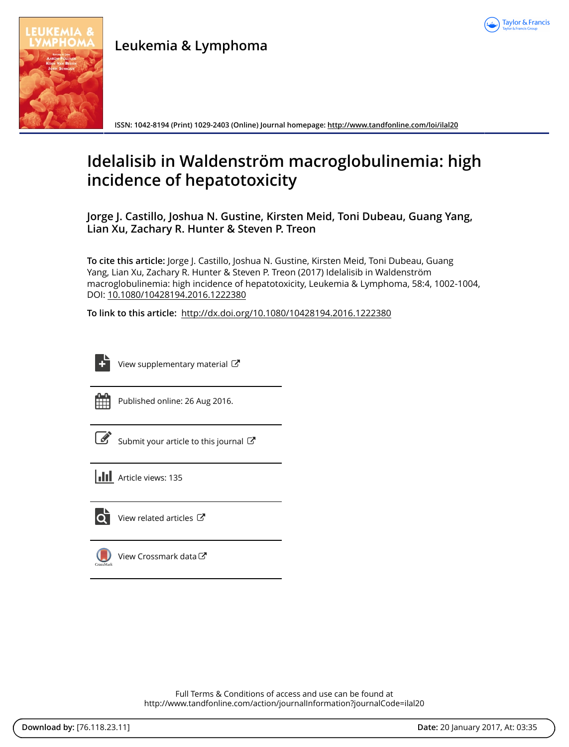# Leukemia & Lymphoma

ISSN: 1042-8194 (Print) 1029-2403 (Online) Journal homepage: http://www.tandfonline.com/loi/ilal20

# Idelalisib in Waldenström macroglobulinemia: high incidence of hepatotoxicity

**Jorge J. Castillo, Joshua N. Gustine, Kirsten Meid, Toni Dubeau, Guang Yang, Lian Xu, Zachary R. Hunter & Steven P. Treon**

**To cite this article:** Jorge J. Castillo, Joshua N. Gustine, Kirsten Meid, Toni Dubeau, Guang Yang, Lian Xu, Zachary R. Hunter & Steven P. Treon (2017) Idelalisib in Waldenström macroglobulinemia: high incidence of hepatotoxicity, Leukemia & Lymphoma, 58:4, 1002-1004, DOI: 10.1080/10428194.2016.1222380

**To link to this article:** http://dx.doi.org/10.1080/10428194.2016.1222380

View supplementary material

Published online: 26 Aug 2016.

Submit your article to this journal

Article views: 135

View related articles

View Crossmark data

Full Terms & Conditions of access and use can be found at
http://www.tandfonline.com/action/journalInformation?journalCode=ilal20

**Download by:** [76.118.23.11] **Date:** 20 January 2017, At: 03:35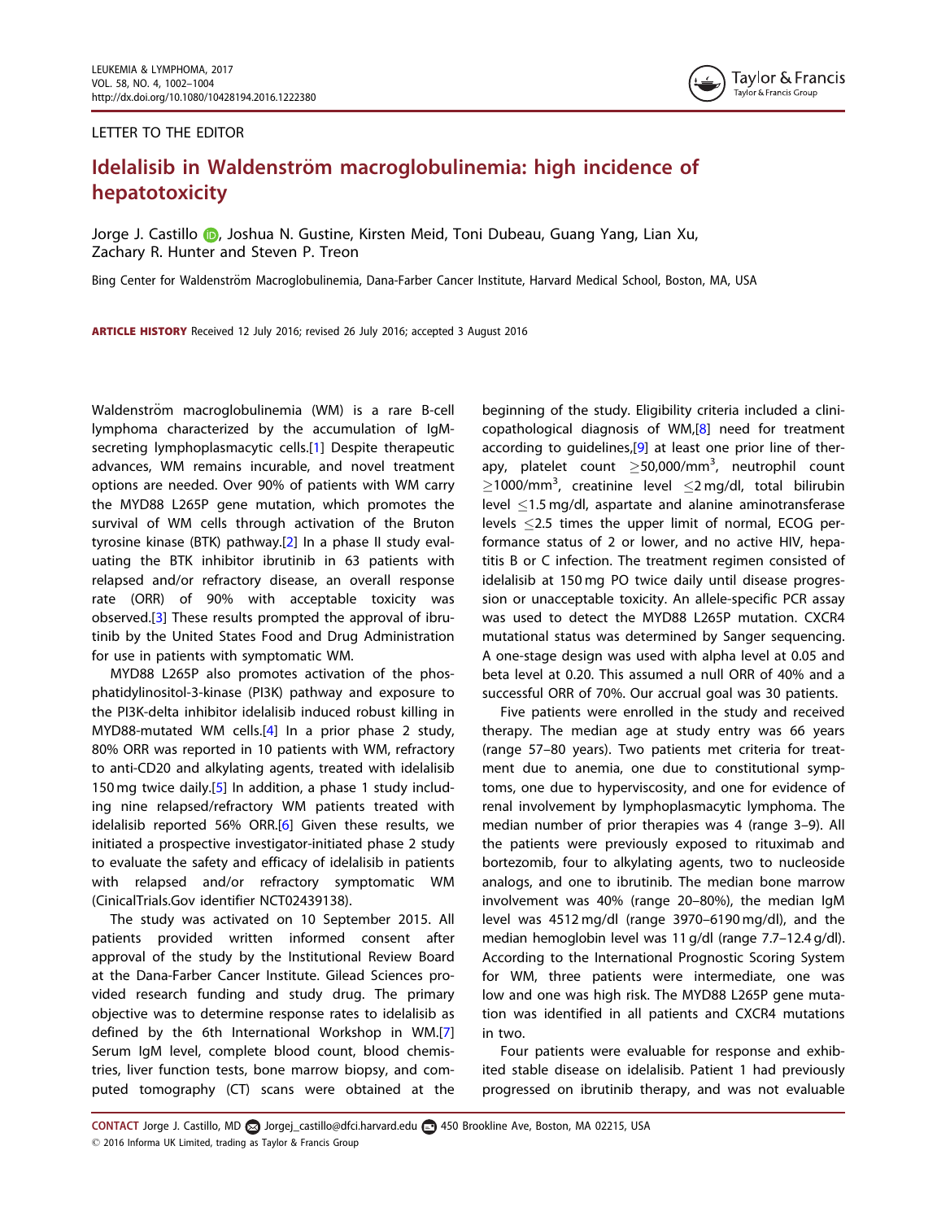LETTER TO THE EDITOR

# Idelalisib in Waldenström macroglobulinemia: high incidence of hepatotoxicity

Jorge J. Castillo, Joshua N. Gustine, Kirsten Meid, Toni Dubeau, Guang Yang, Lian Xu, Zachary R. Hunter and Steven P. Treon

Bing Center for Waldenström Macroglobulinemia, Dana-Farber Cancer Institute, Harvard Medical School, Boston, MA, USA

**ARTICLE HISTORY** Received 12 July 2016; revised 26 July 2016; accepted 3 August 2016

Waldenström macroglobulinemia (WM) is a rare B-cell lymphoma characterized by the accumulation of IgM-secreting lymphoplasmacytic cells.[1] Despite therapeutic advances, WM remains incurable, and novel treatment options are needed. Over 90% of patients with WM carry the MYD88 L265P gene mutation, which promotes the survival of WM cells through activation of the Bruton tyrosine kinase (BTK) pathway.[2] In a phase II study evaluating the BTK inhibitor ibrutinib in 63 patients with relapsed and/or refractory disease, an overall response rate (ORR) of 90% with acceptable toxicity was observed.[3] These results prompted the approval of ibrutinib by the United States Food and Drug Administration for use in patients with symptomatic WM.

MYD88 L265P also promotes activation of the phosphatidylinositol-3-kinase (PI3K) pathway and exposure to the PI3K-delta inhibitor idelalisib induced robust killing in MYD88-mutated WM cells.[4] In a prior phase 2 study, 80% ORR was reported in 10 patients with WM, refractory to anti-CD20 and alkylating agents, treated with idelalisib 150 mg twice daily.[5] In addition, a phase 1 study including nine relapsed/refractory WM patients treated with idelalisib reported 56% ORR.[6] Given these results, we initiated a prospective investigator-initiated phase 2 study to evaluate the safety and efficacy of idelalisib in patients with relapsed and/or refractory symptomatic WM (CinicalTrials.Gov identifier NCT02439138).

The study was activated on 10 September 2015. All patients provided written informed consent after approval of the study by the Institutional Review Board at the Dana-Farber Cancer Institute. Gilead Sciences provided research funding and study drug. The primary objective was to determine response rates to idelalisib as defined by the 6th International Workshop in WM.[7] Serum IgM level, complete blood count, blood chemistries, liver function tests, bone marrow biopsy, and computed tomography (CT) scans were obtained at the beginning of the study. Eligibility criteria included a clinicopathological diagnosis of WM,[8] need for treatment according to guidelines,[9] at least one prior line of therapy, platelet count $\geq$50,000/mm$^3$, neutrophil count $\geq$1000/mm$^3$, creatinine level $\leq$2 mg/dl, total bilirubin level $\leq$1.5 mg/dl, aspartate and alanine aminotransferase levels $\leq$2.5 times the upper limit of normal, ECOG performance status of 2 or lower, and no active HIV, hepatitis B or C infection. The treatment regimen consisted of idelalisib at 150 mg PO twice daily until disease progression or unacceptable toxicity. An allele-specific PCR assay was used to detect the MYD88 L265P mutation. CXCR4 mutational status was determined by Sanger sequencing. A one-stage design was used with alpha level at 0.05 and beta level at 0.20. This assumed a null ORR of 40% and a successful ORR of 70%. Our accrual goal was 30 patients.

Five patients were enrolled in the study and received therapy. The median age at study entry was 66 years (range 57–80 years). Two patients met criteria for treatment due to anemia, one due to constitutional symptoms, one due to hyperviscosity, and one for evidence of renal involvement by lymphoplasmacytic lymphoma. The median number of prior therapies was 4 (range 3–9). All the patients were previously exposed to rituximab and bortezomib, four to alkylating agents, two to nucleoside analogs, and one to ibrutinib. The median bone marrow involvement was 40% (range 20–80%), the median IgM level was 4512 mg/dl (range 3970–6190 mg/dl), and the median hemoglobin level was 11 g/dl (range 7.7–12.4 g/dl). According to the International Prognostic Scoring System for WM, three patients were intermediate, one was low and one was high risk. The MYD88 L265P gene mutation was identified in all patients and CXCR4 mutations in two.

Four patients were evaluable for response and exhibited stable disease on idelalisib. Patient 1 had previously progressed on ibrutinib therapy, and was not evaluable

**CONTACT** Jorge J. Castillo, MD Jorgej_castillo@dfci.harvard.edu 450 Brookline Ave, Boston, MA 02215, USA
© 2016 Informa UK Limited, trading as Taylor & Francis Group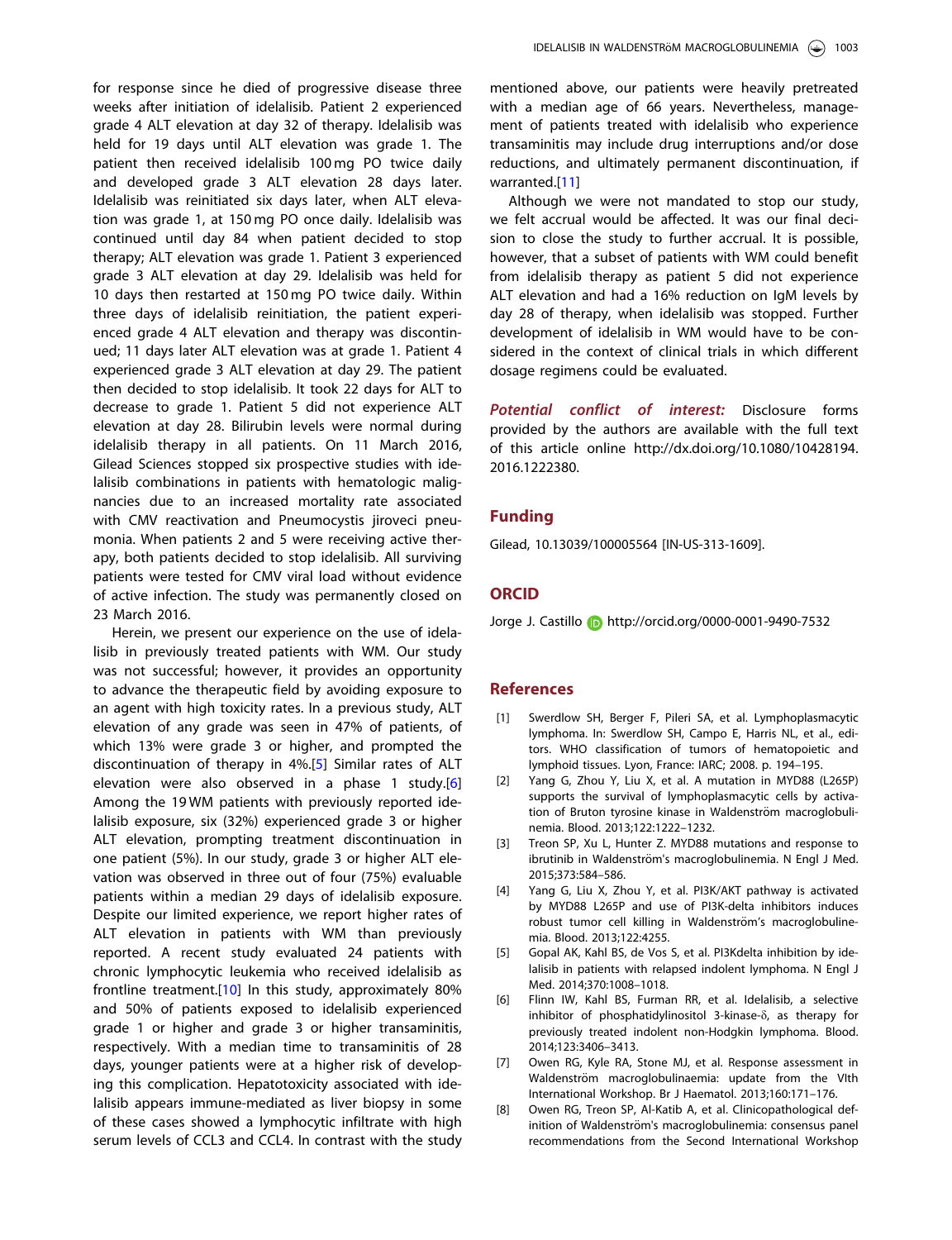for response since he died of progressive disease three weeks after initiation of idelalisib. Patient 2 experienced grade 4 ALT elevation at day 32 of therapy. Idelalisib was held for 19 days until ALT elevation was grade 1. The patient then received idelalisib 100 mg PO twice daily and developed grade 3 ALT elevation 28 days later. Idelalisib was reinitiated six days later, when ALT elevation was grade 1, at 150 mg PO once daily. Idelalisib was continued until day 84 when patient decided to stop therapy; ALT elevation was grade 1. Patient 3 experienced grade 3 ALT elevation at day 29. Idelalisib was held for 10 days then restarted at 150 mg PO twice daily. Within three days of idelalisib reinitiation, the patient experienced grade 4 ALT elevation and therapy was discontinued; 11 days later ALT elevation was at grade 1. Patient 4 experienced grade 3 ALT elevation at day 29. The patient then decided to stop idelalisib. It took 22 days for ALT to decrease to grade 1. Patient 5 did not experience ALT elevation at day 28. Bilirubin levels were normal during idelalisib therapy in all patients. On 11 March 2016, Gilead Sciences stopped six prospective studies with idelalisib combinations in patients with hematologic malignancies due to an increased mortality rate associated with CMV reactivation and Pneumocystis jiroveci pneumonia. When patients 2 and 5 were receiving active therapy, both patients decided to stop idelalisib. All surviving patients were tested for CMV viral load without evidence of active infection. The study was permanently closed on 23 March 2016.

Herein, we present our experience on the use of idelalisib in previously treated patients with WM. Our study was not successful; however, it provides an opportunity to advance the therapeutic field by avoiding exposure to an agent with high toxicity rates. In a previous study, ALT elevation of any grade was seen in 47% of patients, of which 13% were grade 3 or higher, and prompted the discontinuation of therapy in 4%.[5] Similar rates of ALT elevation were also observed in a phase 1 study.[6] Among the 19 WM patients with previously reported idelalisib exposure, six (32%) experienced grade 3 or higher ALT elevation, prompting treatment discontinuation in one patient (5%). In our study, grade 3 or higher ALT elevation was observed in three out of four (75%) evaluable patients within a median 29 days of idelalisib exposure. Despite our limited experience, we report higher rates of ALT elevation in patients with WM than previously reported. A recent study evaluated 24 patients with chronic lymphocytic leukemia who received idelalisib as frontline treatment.[10] In this study, approximately 80% and 50% of patients exposed to idelalisib experienced grade 1 or higher and grade 3 or higher transaminitis, respectively. With a median time to transaminitis of 28 days, younger patients were at a higher risk of developing this complication. Hepatotoxicity associated with idelalisib appears immune-mediated as liver biopsy in some of these cases showed a lymphocytic infiltrate with high serum levels of CCL3 and CCL4. In contrast with the study mentioned above, our patients were heavily pretreated with a median age of 66 years. Nevertheless, management of patients treated with idelalisib who experience transaminitis may include drug interruptions and/or dose reductions, and ultimately permanent discontinuation, if warranted.[11]

Although we were not mandated to stop our study, we felt accrual would be affected. It was our final decision to close the study to further accrual. It is possible, however, that a subset of patients with WM could benefit from idelalisib therapy as patient 5 did not experience ALT elevation and had a 16% reduction on IgM levels by day 28 of therapy, when idelalisib was stopped. Further development of idelalisib in WM would have to be considered in the context of clinical trials in which different dosage regimens could be evaluated.

***Potential conflict of interest:*** Disclosure forms provided by the authors are available with the full text of this article online http://dx.doi.org/10.1080/10428194.2016.1222380.

## Funding

Gilead, 10.13039/100005564 [IN-US-313-1609].

## ORCID

Jorge J. Castillo http://orcid.org/0000-0001-9490-7532

## References

[1] Swerdlow SH, Berger F, Pileri SA, et al. Lymphoplasmacytic lymphoma. In: Swerdlow SH, Campo E, Harris NL, et al., editors. WHO classification of tumors of hematopoietic and lymphoid tissues. Lyon, France: IARC; 2008. p. 194–195.

[2] Yang G, Zhou Y, Liu X, et al. A mutation in MYD88 (L265P) supports the survival of lymphoplasmacytic cells by activation of Bruton tyrosine kinase in Waldenström macroglobulinemia. Blood. 2013;122:1222–1232.

[3] Treon SP, Xu L, Hunter Z. MYD88 mutations and response to ibrutinib in Waldenström's macroglobulinemia. N Engl J Med. 2015;373:584–586.

[4] Yang G, Liu X, Zhou Y, et al. PI3K/AKT pathway is activated by MYD88 L265P and use of PI3K-delta inhibitors induces robust tumor cell killing in Waldenström's macroglobulinemia. Blood. 2013;122:4255.

[5] Gopal AK, Kahl BS, de Vos S, et al. PI3Kdelta inhibition by idelalisib in patients with relapsed indolent lymphoma. N Engl J Med. 2014;370:1008–1018.

[6] Flinn IW, Kahl BS, Furman RR, et al. Idelalisib, a selective inhibitor of phosphatidylinositol 3-kinase-δ, as therapy for previously treated indolent non-Hodgkin lymphoma. Blood. 2014;123:3406–3413.

[7] Owen RG, Kyle RA, Stone MJ, et al. Response assessment in Waldenström macroglobulinaemia: update from the VIth International Workshop. Br J Haematol. 2013;160:171–176.

[8] Owen RG, Treon SP, Al-Katib A, et al. Clinicopathological definition of Waldenström's macroglobulinemia: consensus panel recommendations from the Second International Workshop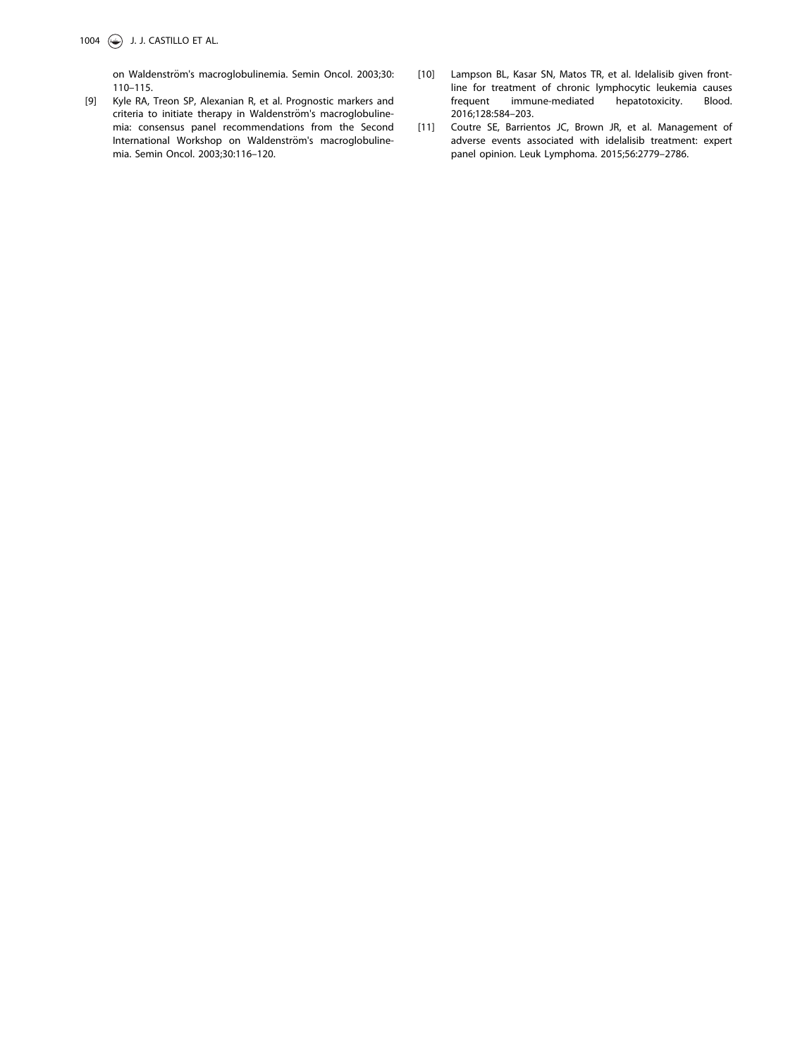on Waldenström's macroglobulinemia. Semin Oncol. 2003;30: 110–115.

[9] Kyle RA, Treon SP, Alexanian R, et al. Prognostic markers and criteria to initiate therapy in Waldenström's macroglobulinemia: consensus panel recommendations from the Second International Workshop on Waldenström's macroglobulinemia. Semin Oncol. 2003;30:116–120.

[10] Lampson BL, Kasar SN, Matos TR, et al. Idelalisib given front-line for treatment of chronic lymphocytic leukemia causes frequent immune-mediated hepatotoxicity. Blood. 2016;128:584–203.

[11] Coutre SE, Barrientos JC, Brown JR, et al. Management of adverse events associated with idelalisib treatment: expert panel opinion. Leuk Lymphoma. 2015;56:2779–2786.